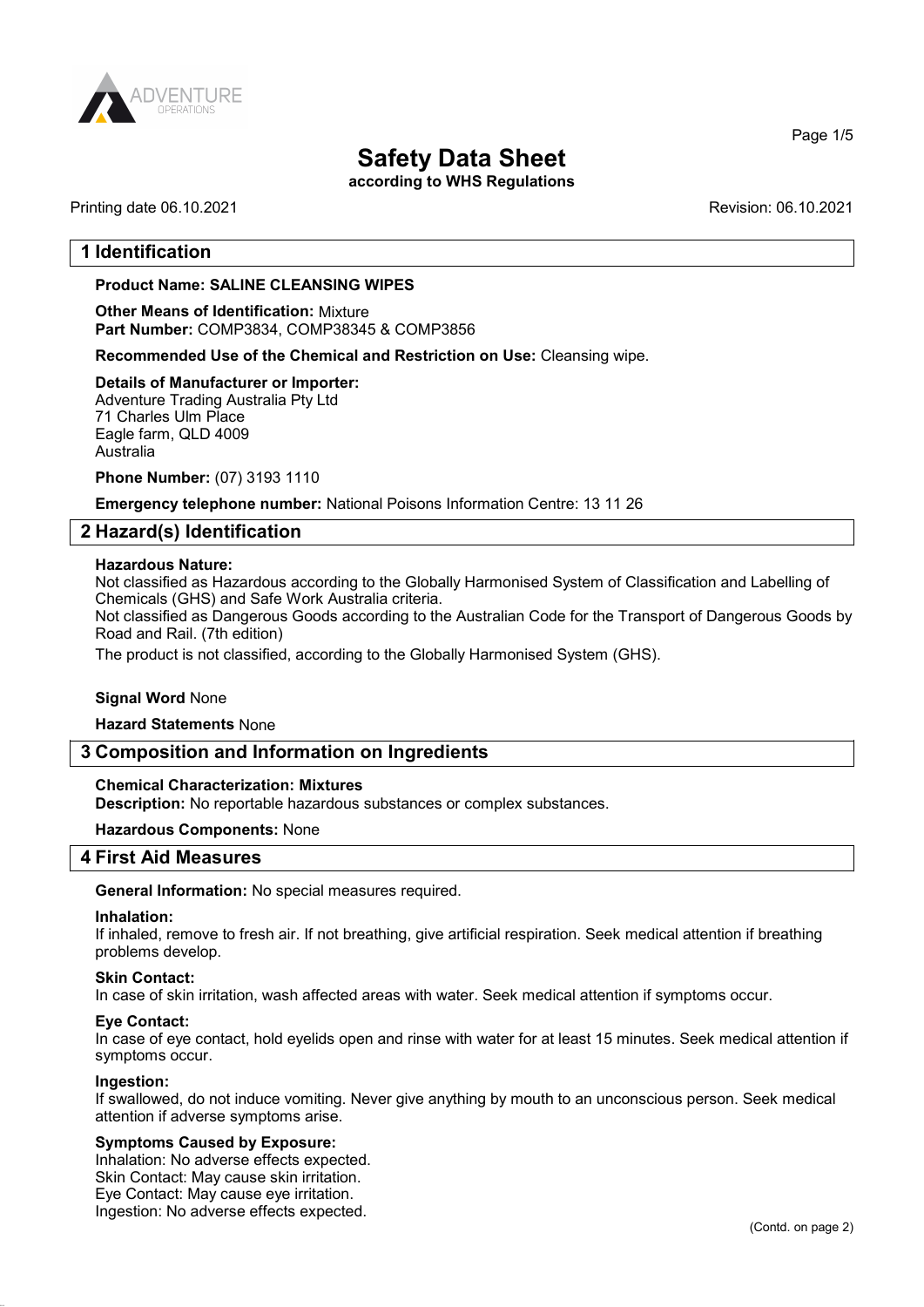# Safety Data Sheet

**according to WHS Regulations**

Printing date 06.10.2021 Revision: 06.10.2021

## 1 Identification

**Product Name: SALINE CLEANSING WIPES**

**Other Means of Identification:** Mixture
**Part Number:** COMP3834, COMP38345 & COMP3856

**Recommended Use of the Chemical and Restriction on Use:** Cleansing wipe.

**Details of Manufacturer or Importer:**
Adventure Trading Australia Pty Ltd
71 Charles Ulm Place
Eagle farm, QLD 4009
Australia

**Phone Number:** (07) 3193 1110

**Emergency telephone number:** National Poisons Information Centre: 13 11 26

## 2 Hazard(s) Identification

**Hazardous Nature:**
Not classified as Hazardous according to the Globally Harmonised System of Classification and Labelling of Chemicals (GHS) and Safe Work Australia criteria.
Not classified as Dangerous Goods according to the Australian Code for the Transport of Dangerous Goods by Road and Rail. (7th edition)
The product is not classified, according to the Globally Harmonised System (GHS).

**Signal Word** None

**Hazard Statements** None

## 3 Composition and Information on Ingredients

**Chemical Characterization: Mixtures**
**Description:** No reportable hazardous substances or complex substances.

**Hazardous Components:** None

## 4 First Aid Measures

**General Information:** No special measures required.

**Inhalation:**
If inhaled, remove to fresh air. If not breathing, give artificial respiration. Seek medical attention if breathing problems develop.

**Skin Contact:**
In case of skin irritation, wash affected areas with water. Seek medical attention if symptoms occur.

**Eye Contact:**
In case of eye contact, hold eyelids open and rinse with water for at least 15 minutes. Seek medical attention if symptoms occur.

**Ingestion:**
If swallowed, do not induce vomiting. Never give anything by mouth to an unconscious person. Seek medical attention if adverse symptoms arise.

**Symptoms Caused by Exposure:**
Inhalation: No adverse effects expected.
Skin Contact: May cause skin irritation.
Eye Contact: May cause eye irritation.
Ingestion: No adverse effects expected.

(Contd. on page 2)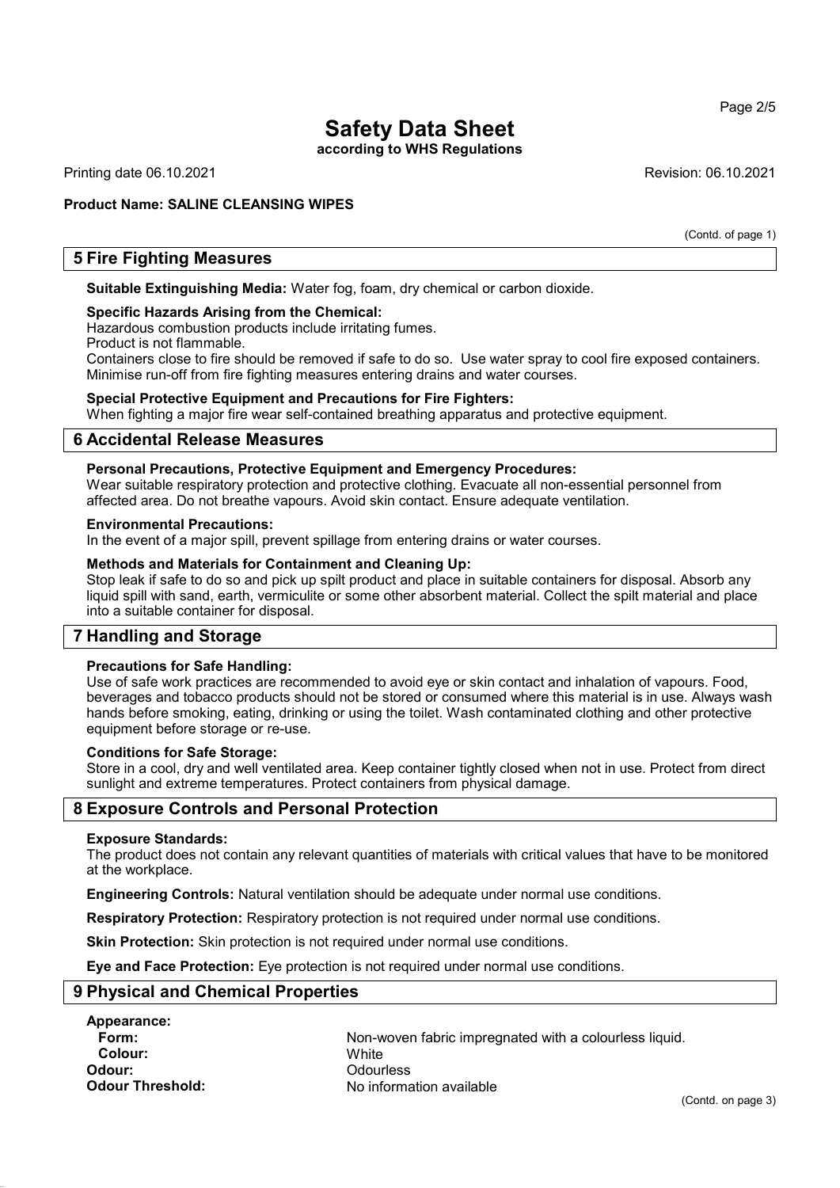(Contd. of page 1)

## 5 Fire Fighting Measures

**Suitable Extinguishing Media:** Water fog, foam, dry chemical or carbon dioxide.

**Specific Hazards Arising from the Chemical:**
Hazardous combustion products include irritating fumes.
Product is not flammable.
Containers close to fire should be removed if safe to do so. Use water spray to cool fire exposed containers. Minimise run-off from fire fighting measures entering drains and water courses.

**Special Protective Equipment and Precautions for Fire Fighters:**
When fighting a major fire wear self-contained breathing apparatus and protective equipment.

## 6 Accidental Release Measures

**Personal Precautions, Protective Equipment and Emergency Procedures:**
Wear suitable respiratory protection and protective clothing. Evacuate all non-essential personnel from affected area. Do not breathe vapours. Avoid skin contact. Ensure adequate ventilation.

**Environmental Precautions:**
In the event of a major spill, prevent spillage from entering drains or water courses.

**Methods and Materials for Containment and Cleaning Up:**
Stop leak if safe to do so and pick up spilt product and place in suitable containers for disposal. Absorb any liquid spill with sand, earth, vermiculite or some other absorbent material. Collect the spilt material and place into a suitable container for disposal.

## 7 Handling and Storage

**Precautions for Safe Handling:**
Use of safe work practices are recommended to avoid eye or skin contact and inhalation of vapours. Food, beverages and tobacco products should not be stored or consumed where this material is in use. Always wash hands before smoking, eating, drinking or using the toilet. Wash contaminated clothing and other protective equipment before storage or re-use.

**Conditions for Safe Storage:**
Store in a cool, dry and well ventilated area. Keep container tightly closed when not in use. Protect from direct sunlight and extreme temperatures. Protect containers from physical damage.

## 8 Exposure Controls and Personal Protection

**Exposure Standards:**
The product does not contain any relevant quantities of materials with critical values that have to be monitored at the workplace.

**Engineering Controls:** Natural ventilation should be adequate under normal use conditions.

**Respiratory Protection:** Respiratory protection is not required under normal use conditions.

**Skin Protection:** Skin protection is not required under normal use conditions.

**Eye and Face Protection:** Eye protection is not required under normal use conditions.

## 9 Physical and Chemical Properties

**Appearance:**
- **Form:** Non-woven fabric impregnated with a colourless liquid.
- **Colour:** White

**Odour:** Odourless
**Odour Threshold:** No information available

(Contd. on page 3)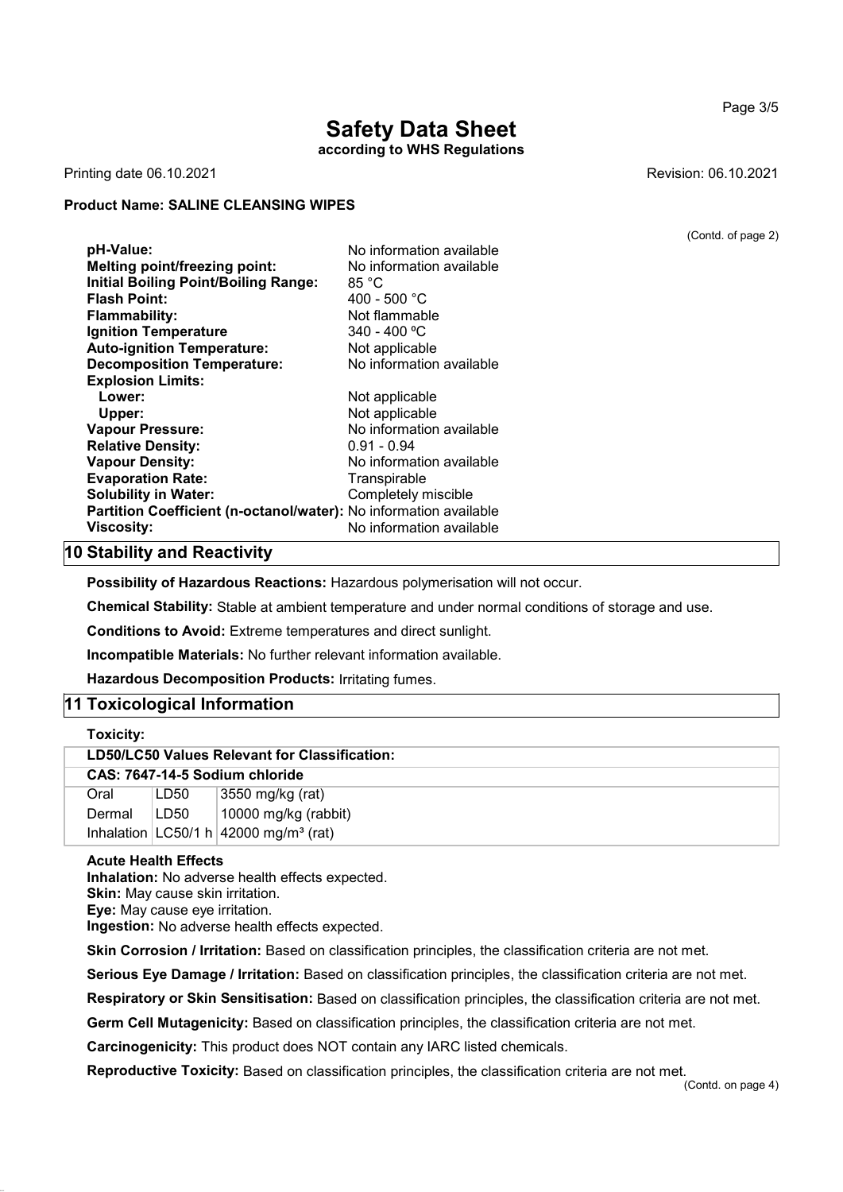# Safety Data Sheet

**according to WHS Regulations**

Printing date 06.10.2021 Revision: 06.10.2021

**Product Name: SALINE CLEANSING WIPES**

(Contd. of page 2)

| | |
|---|---|
| **pH-Value:** | No information available |
| **Melting point/freezing point:** | No information available |
| **Initial Boiling Point/Boiling Range:** | 85 °C |
| **Flash Point:** | 400 - 500 °C |
| **Flammability:** | Not flammable |
| **Ignition Temperature** | 340 - 400 ºC |
| **Auto-ignition Temperature:** | Not applicable |
| **Decomposition Temperature:** | No information available |
| **Explosion Limits:** | |
| **Lower:** | Not applicable |
| **Upper:** | Not applicable |
| **Vapour Pressure:** | No information available |
| **Relative Density:** | 0.91 - 0.94 |
| **Vapour Density:** | No information available |
| **Evaporation Rate:** | Transpirable |
| **Solubility in Water:** | Completely miscible |
| **Partition Coefficient (n-octanol/water):** | No information available |
| **Viscosity:** | No information available |

## 10 Stability and Reactivity

**Possibility of Hazardous Reactions:** Hazardous polymerisation will not occur.

**Chemical Stability:** Stable at ambient temperature and under normal conditions of storage and use.

**Conditions to Avoid:** Extreme temperatures and direct sunlight.

**Incompatible Materials:** No further relevant information available.

**Hazardous Decomposition Products:** Irritating fumes.

## 11 Toxicological Information

**Toxicity:**

| **LD50/LC50 Values Relevant for Classification:** | | |
|---|---|---|
| **CAS: 7647-14-5 Sodium chloride** | | |
| Oral | LD50 | 3550 mg/kg (rat) |
| Dermal | LD50 | 10000 mg/kg (rabbit) |
| Inhalation | LC50/1 h | 42000 mg/m³ (rat) |

**Acute Health Effects**

**Inhalation:** No adverse health effects expected.
**Skin:** May cause skin irritation.
**Eye:** May cause eye irritation.
**Ingestion:** No adverse health effects expected.

**Skin Corrosion / Irritation:** Based on classification principles, the classification criteria are not met.

**Serious Eye Damage / Irritation:** Based on classification principles, the classification criteria are not met.

**Respiratory or Skin Sensitisation:** Based on classification principles, the classification criteria are not met.

**Germ Cell Mutagenicity:** Based on classification principles, the classification criteria are not met.

**Carcinogenicity:** This product does NOT contain any IARC listed chemicals.

**Reproductive Toxicity:** Based on classification principles, the classification criteria are not met.

(Contd. on page 4)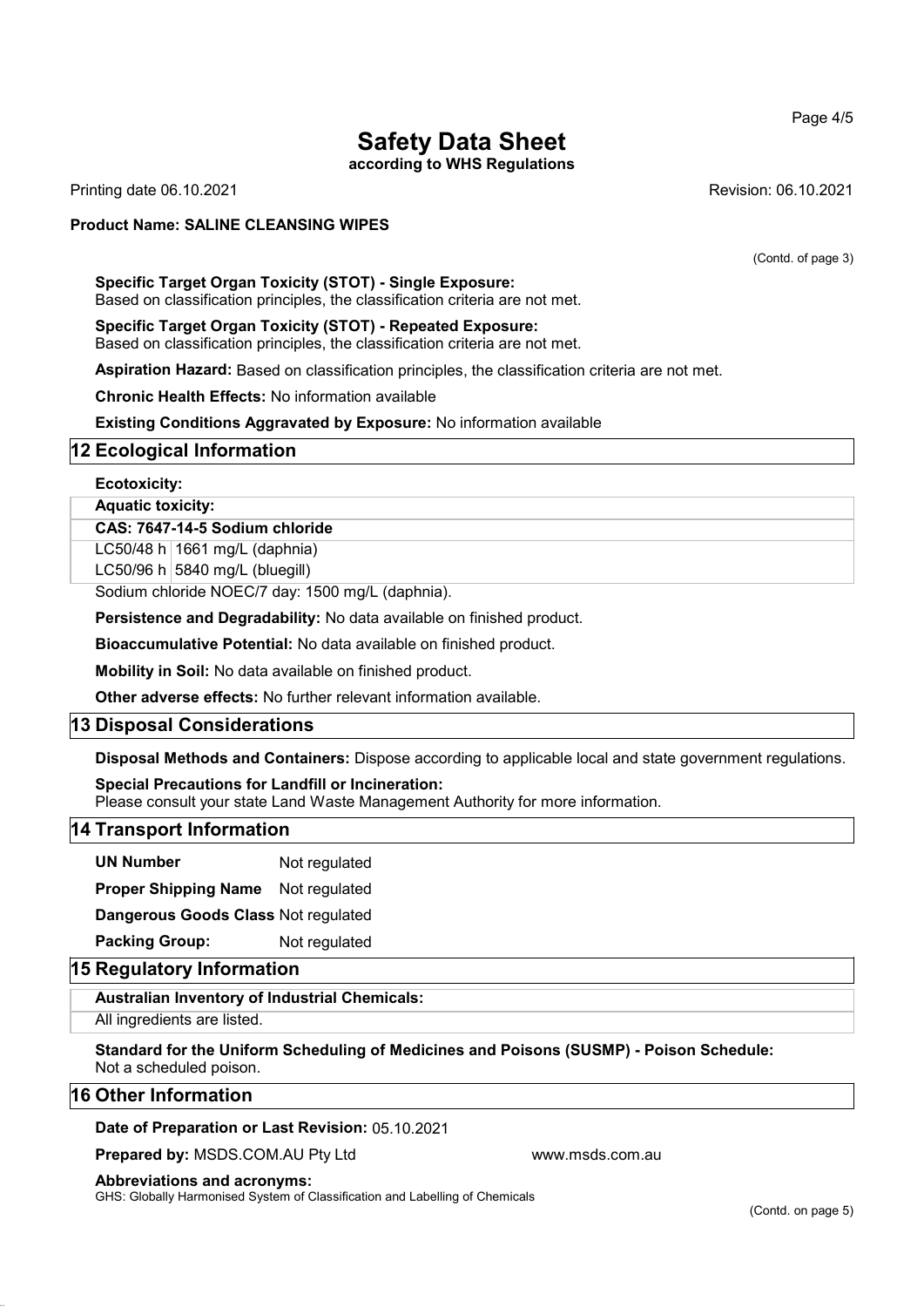# Safety Data Sheet

**according to WHS Regulations**

Printing date 06.10.2021 Revision: 06.10.2021

**Product Name: SALINE CLEANSING WIPES**

(Contd. of page 3)

**Specific Target Organ Toxicity (STOT) - Single Exposure:**
Based on classification principles, the classification criteria are not met.

**Specific Target Organ Toxicity (STOT) - Repeated Exposure:**
Based on classification principles, the classification criteria are not met.

**Aspiration Hazard:** Based on classification principles, the classification criteria are not met.

**Chronic Health Effects:** No information available

**Existing Conditions Aggravated by Exposure:** No information available

## 12 Ecological Information

**Ecotoxicity:**

**Aquatic toxicity:**

| **CAS: 7647-14-5 Sodium chloride** | |
|---|---|
| LC50/48 h | 1661 mg/L (daphnia) |
| LC50/96 h | 5840 mg/L (bluegill) |

Sodium chloride NOEC/7 day: 1500 mg/L (daphnia).

**Persistence and Degradability:** No data available on finished product.

**Bioaccumulative Potential:** No data available on finished product.

**Mobility in Soil:** No data available on finished product.

**Other adverse effects:** No further relevant information available.

## 13 Disposal Considerations

**Disposal Methods and Containers:** Dispose according to applicable local and state government regulations.

**Special Precautions for Landfill or Incineration:**
Please consult your state Land Waste Management Authority for more information.

## 14 Transport Information

**UN Number** Not regulated

**Proper Shipping Name** Not regulated

**Dangerous Goods Class** Not regulated

**Packing Group:** Not regulated

## 15 Regulatory Information

**Australian Inventory of Industrial Chemicals:**

All ingredients are listed.

**Standard for the Uniform Scheduling of Medicines and Poisons (SUSMP) - Poison Schedule:**
Not a scheduled poison.

## 16 Other Information

**Date of Preparation or Last Revision:** 05.10.2021

**Prepared by:** MSDS.COM.AU Pty Ltd www.msds.com.au

**Abbreviations and acronyms:**
GHS: Globally Harmonised System of Classification and Labelling of Chemicals

(Contd. on page 5)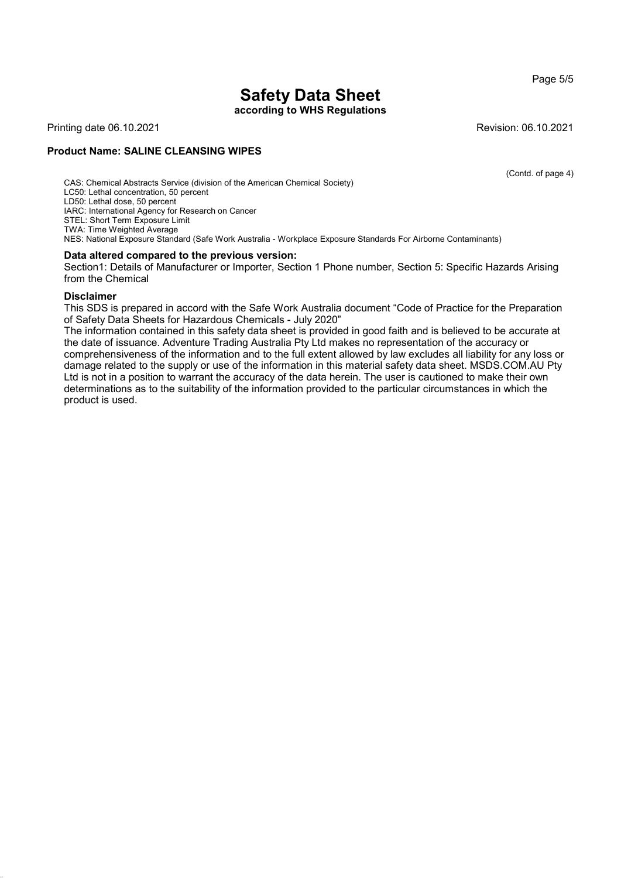(Contd. of page 4)

CAS: Chemical Abstracts Service (division of the American Chemical Society)
LC50: Lethal concentration, 50 percent
LD50: Lethal dose, 50 percent
IARC: International Agency for Research on Cancer
STEL: Short Term Exposure Limit
TWA: Time Weighted Average
NES: National Exposure Standard (Safe Work Australia - Workplace Exposure Standards For Airborne Contaminants)

**Data altered compared to the previous version:**

Section1: Details of Manufacturer or Importer, Section 1 Phone number, Section 5: Specific Hazards Arising from the Chemical

**Disclaimer**

This SDS is prepared in accord with the Safe Work Australia document “Code of Practice for the Preparation of Safety Data Sheets for Hazardous Chemicals - July 2020”

The information contained in this safety data sheet is provided in good faith and is believed to be accurate at the date of issuance. Adventure Trading Australia Pty Ltd makes no representation of the accuracy or comprehensiveness of the information and to the full extent allowed by law excludes all liability for any loss or damage related to the supply or use of the information in this material safety data sheet. MSDS.COM.AU Pty Ltd is not in a position to warrant the accuracy of the data herein. The user is cautioned to make their own determinations as to the suitability of the information provided to the particular circumstances in which the product is used.